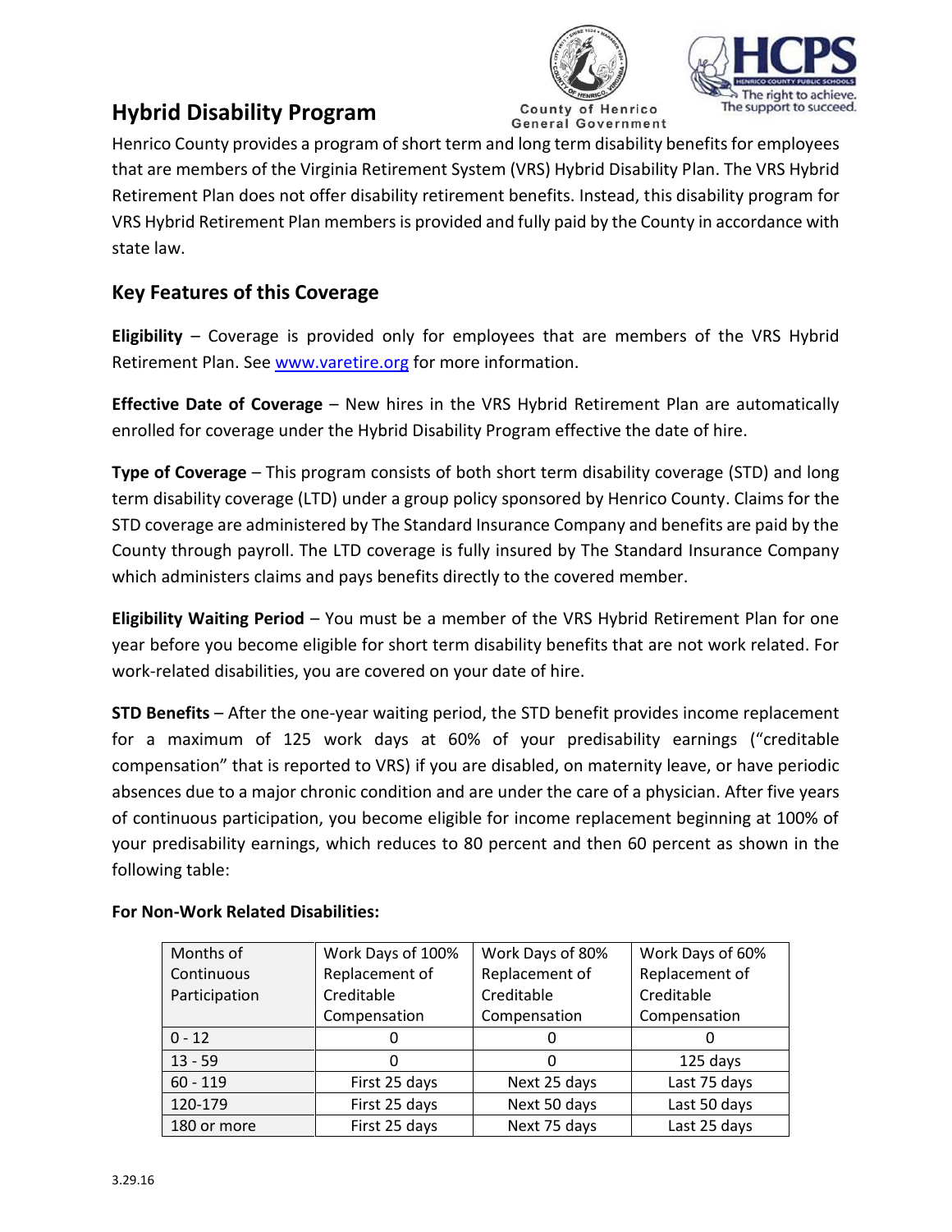# Hybrid Disability Program

Henrico County provides a program of short term and long term disability benefits for employees that are members of the Virginia Retirement System (VRS) Hybrid Disability Plan. The VRS Hybrid Retirement Plan does not offer disability retirement benefits. Instead, this disability program for VRS Hybrid Retirement Plan members is provided and fully paid by the County in accordance with state law.

## Key Features of this Coverage

**Eligibility** – Coverage is provided only for employees that are members of the VRS Hybrid Retirement Plan. See www.varetire.org for more information.

**Effective Date of Coverage** – New hires in the VRS Hybrid Retirement Plan are automatically enrolled for coverage under the Hybrid Disability Program effective the date of hire.

**Type of Coverage** – This program consists of both short term disability coverage (STD) and long term disability coverage (LTD) under a group policy sponsored by Henrico County. Claims for the STD coverage are administered by The Standard Insurance Company and benefits are paid by the County through payroll. The LTD coverage is fully insured by The Standard Insurance Company which administers claims and pays benefits directly to the covered member.

**Eligibility Waiting Period** – You must be a member of the VRS Hybrid Retirement Plan for one year before you become eligible for short term disability benefits that are not work related. For work-related disabilities, you are covered on your date of hire.

**STD Benefits** – After the one-year waiting period, the STD benefit provides income replacement for a maximum of 125 work days at 60% of your predisability earnings ("creditable compensation" that is reported to VRS) if you are disabled, on maternity leave, or have periodic absences due to a major chronic condition and are under the care of a physician. After five years of continuous participation, you become eligible for income replacement beginning at 100% of your predisability earnings, which reduces to 80 percent and then 60 percent as shown in the following table:

**For Non-Work Related Disabilities:**

| Months of Continuous Participation | Work Days of 100% Replacement of Creditable Compensation | Work Days of 80% Replacement of Creditable Compensation | Work Days of 60% Replacement of Creditable Compensation |
|---|---|---|---|
| 0 - 12 | 0 | 0 | 0 |
| 13 - 59 | 0 | 0 | 125 days |
| 60 - 119 | First 25 days | Next 25 days | Last 75 days |
| 120-179 | First 25 days | Next 50 days | Last 50 days |
| 180 or more | First 25 days | Next 75 days | Last 25 days |

3.29.16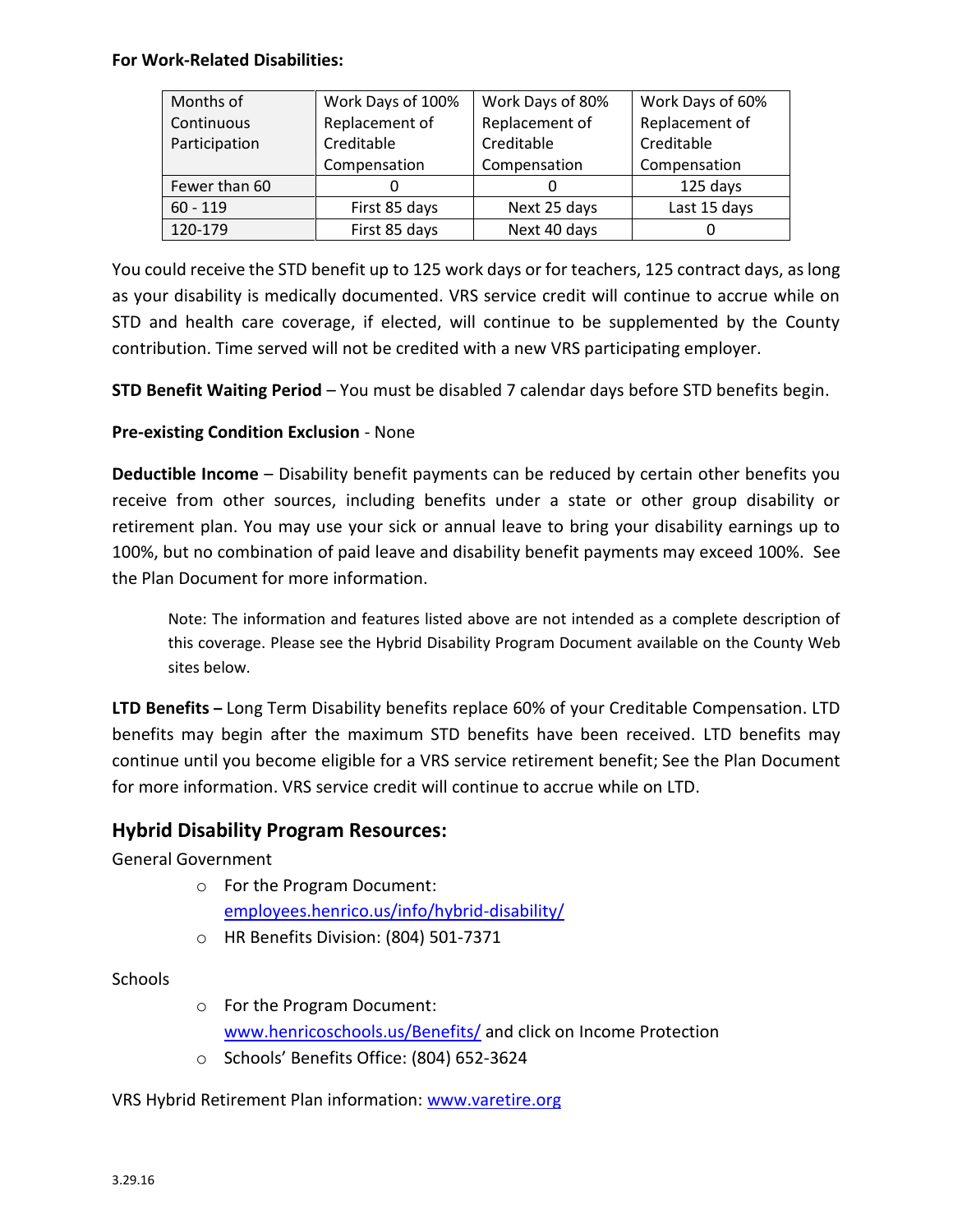**For Work-Related Disabilities:**

| Months of Continuous Participation | Work Days of 100% Replacement of Creditable Compensation | Work Days of 80% Replacement of Creditable Compensation | Work Days of 60% Replacement of Creditable Compensation |
|---|---|---|---|
| Fewer than 60 | 0 | 0 | 125 days |
| 60 - 119 | First 85 days | Next 25 days | Last 15 days |
| 120-179 | First 85 days | Next 40 days | 0 |

You could receive the STD benefit up to 125 work days or for teachers, 125 contract days, as long as your disability is medically documented. VRS service credit will continue to accrue while on STD and health care coverage, if elected, will continue to be supplemented by the County contribution. Time served will not be credited with a new VRS participating employer.

**STD Benefit Waiting Period** – You must be disabled 7 calendar days before STD benefits begin.

**Pre-existing Condition Exclusion** - None

**Deductible Income** – Disability benefit payments can be reduced by certain other benefits you receive from other sources, including benefits under a state or other group disability or retirement plan. You may use your sick or annual leave to bring your disability earnings up to 100%, but no combination of paid leave and disability benefit payments may exceed 100%. See the Plan Document for more information.

> Note: The information and features listed above are not intended as a complete description of this coverage. Please see the Hybrid Disability Program Document available on the County Web sites below.

**LTD Benefits –** Long Term Disability benefits replace 60% of your Creditable Compensation. LTD benefits may begin after the maximum STD benefits have been received. LTD benefits may continue until you become eligible for a VRS service retirement benefit; See the Plan Document for more information. VRS service credit will continue to accrue while on LTD.

## Hybrid Disability Program Resources:

General Government

- For the Program Document: employees.henrico.us/info/hybrid-disability/
- HR Benefits Division: (804) 501-7371

Schools

- For the Program Document: www.henricoschools.us/Benefits/ and click on Income Protection
- Schools' Benefits Office: (804) 652-3624

VRS Hybrid Retirement Plan information: www.varetire.org

3.29.16